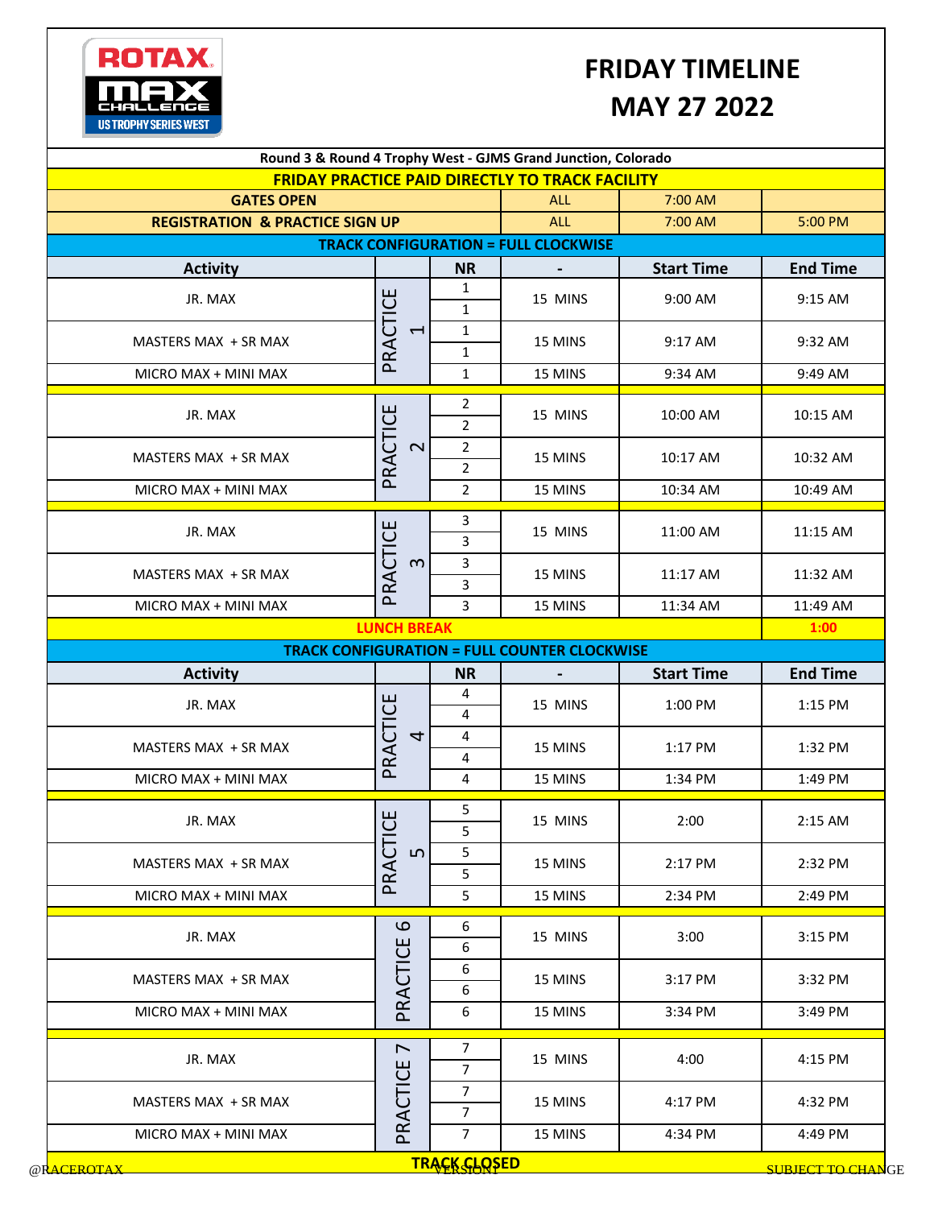# FRIDAY TIMELINE
# MAY 27 2022

**Round 3 & Round 4 Trophy West - GJMS Grand Junction, Colorado**

**FRIDAY PRACTICE PAID DIRECTLY TO TRACK FACILITY**

| | | | | | |
|---|---|---|---|---|---|
| **GATES OPEN** | | | ALL | 7:00 AM | |
| **REGISTRATION & PRACTICE SIGN UP** | | | ALL | 7:00 AM | 5:00 PM |

**TRACK CONFIGURATION = FULL CLOCKWISE**

| Activity | | NR | - | Start Time | End Time |
|---|---|---|---|---|---|
| JR. MAX | PRACTICE 1 | 1<br>1 | 15 MINS | 9:00 AM | 9:15 AM |
| MASTERS MAX + SR MAX | PRACTICE 1 | 1<br>1 | 15 MINS | 9:17 AM | 9:32 AM |
| MICRO MAX + MINI MAX | PRACTICE 1 | 1 | 15 MINS | 9:34 AM | 9:49 AM |
| JR. MAX | PRACTICE 2 | 2<br>2 | 15 MINS | 10:00 AM | 10:15 AM |
| MASTERS MAX + SR MAX | PRACTICE 2 | 2<br>2 | 15 MINS | 10:17 AM | 10:32 AM |
| MICRO MAX + MINI MAX | PRACTICE 2 | 2 | 15 MINS | 10:34 AM | 10:49 AM |
| JR. MAX | PRACTICE 3 | 3<br>3 | 15 MINS | 11:00 AM | 11:15 AM |
| MASTERS MAX + SR MAX | PRACTICE 3 | 3<br>3 | 15 MINS | 11:17 AM | 11:32 AM |
| MICRO MAX + MINI MAX | PRACTICE 3 | 3 | 15 MINS | 11:34 AM | 11:49 AM |
| **LUNCH BREAK** | | | | | **1:00** |

**TRACK CONFIGURATION = FULL COUNTER CLOCKWISE**

| Activity | | NR | - | Start Time | End Time |
|---|---|---|---|---|---|
| JR. MAX | PRACTICE 4 | 4<br>4 | 15 MINS | 1:00 PM | 1:15 PM |
| MASTERS MAX + SR MAX | PRACTICE 4 | 4<br>4 | 15 MINS | 1:17 PM | 1:32 PM |
| MICRO MAX + MINI MAX | PRACTICE 4 | 4 | 15 MINS | 1:34 PM | 1:49 PM |
| JR. MAX | PRACTICE 5 | 5<br>5 | 15 MINS | 2:00 | 2:15 AM |
| MASTERS MAX + SR MAX | PRACTICE 5 | 5<br>5 | 15 MINS | 2:17 PM | 2:32 PM |
| MICRO MAX + MINI MAX | PRACTICE 5 | 5 | 15 MINS | 2:34 PM | 2:49 PM |
| JR. MAX | PRACTICE 6 | 6<br>6 | 15 MINS | 3:00 | 3:15 PM |
| MASTERS MAX + SR MAX | PRACTICE 6 | 6<br>6 | 15 MINS | 3:17 PM | 3:32 PM |
| MICRO MAX + MINI MAX | PRACTICE 6 | 6 | 15 MINS | 3:34 PM | 3:49 PM |
| JR. MAX | PRACTICE 7 | 7<br>7 | 15 MINS | 4:00 | 4:15 PM |
| MASTERS MAX + SR MAX | PRACTICE 7 | 7<br>7 | 15 MINS | 4:17 PM | 4:32 PM |
| MICRO MAX + MINI MAX | PRACTICE 7 | 7 | 15 MINS | 4:34 PM | 4:49 PM |

**TRACK CLOSED**

@RACEROTAX VERSION1 SUBJECT TO CHANGE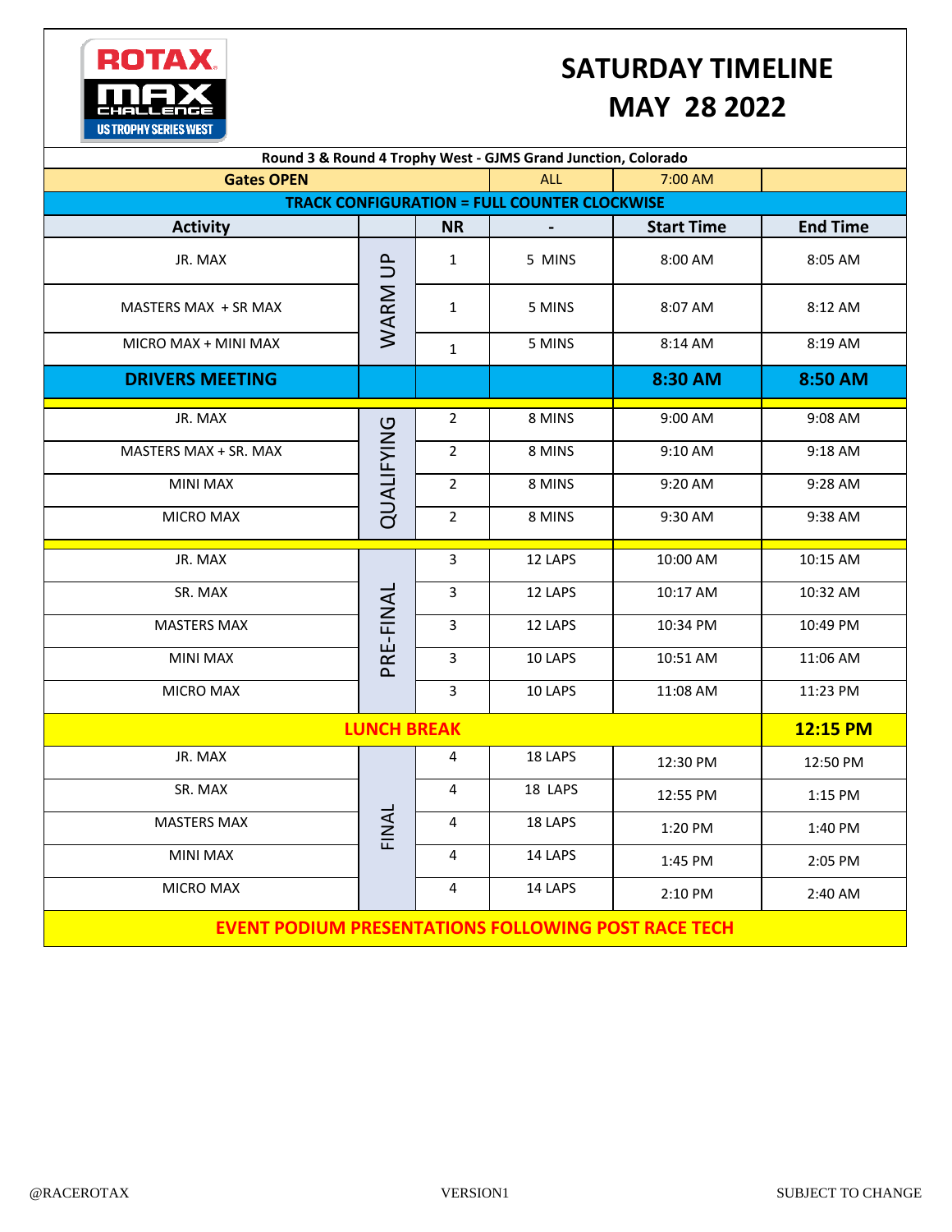# SATURDAY TIMELINE
# MAY 28 2022

**Round 3 & Round 4 Trophy West - GJMS Grand Junction, Colorado**

| Activity | | NR | - | Start Time | End Time |
|---|---|---|---|---|---|
| **Gates OPEN** | | | ALL | 7:00 AM | |
| **TRACK CONFIGURATION = FULL COUNTER CLOCKWISE** | | | | | |
| JR. MAX | WARM UP | 1 | 5 MINS | 8:00 AM | 8:05 AM |
| MASTERS MAX + SR MAX | WARM UP | 1 | 5 MINS | 8:07 AM | 8:12 AM |
| MICRO MAX + MINI MAX | WARM UP | 1 | 5 MINS | 8:14 AM | 8:19 AM |
| **DRIVERS MEETING** | | | | **8:30 AM** | **8:50 AM** |
| JR. MAX | QUALIFYING | 2 | 8 MINS | 9:00 AM | 9:08 AM |
| MASTERS MAX + SR. MAX | QUALIFYING | 2 | 8 MINS | 9:10 AM | 9:18 AM |
| MINI MAX | QUALIFYING | 2 | 8 MINS | 9:20 AM | 9:28 AM |
| MICRO MAX | QUALIFYING | 2 | 8 MINS | 9:30 AM | 9:38 AM |
| JR. MAX | PRE-FINAL | 3 | 12 LAPS | 10:00 AM | 10:15 AM |
| SR. MAX | PRE-FINAL | 3 | 12 LAPS | 10:17 AM | 10:32 AM |
| MASTERS MAX | PRE-FINAL | 3 | 12 LAPS | 10:34 PM | 10:49 PM |
| MINI MAX | PRE-FINAL | 3 | 10 LAPS | 10:51 AM | 11:06 AM |
| MICRO MAX | PRE-FINAL | 3 | 10 LAPS | 11:08 AM | 11:23 PM |
| **LUNCH BREAK** | | | | | **12:15 PM** |
| JR. MAX | FINAL | 4 | 18 LAPS | 12:30 PM | 12:50 PM |
| SR. MAX | FINAL | 4 | 18 LAPS | 12:55 PM | 1:15 PM |
| MASTERS MAX | FINAL | 4 | 18 LAPS | 1:20 PM | 1:40 PM |
| MINI MAX | FINAL | 4 | 14 LAPS | 1:45 PM | 2:05 PM |
| MICRO MAX | FINAL | 4 | 14 LAPS | 2:10 PM | 2:40 AM |

**EVENT PODIUM PRESENTATIONS FOLLOWING POST RACE TECH**

@RACEROTAX VERSION1 SUBJECT TO CHANGE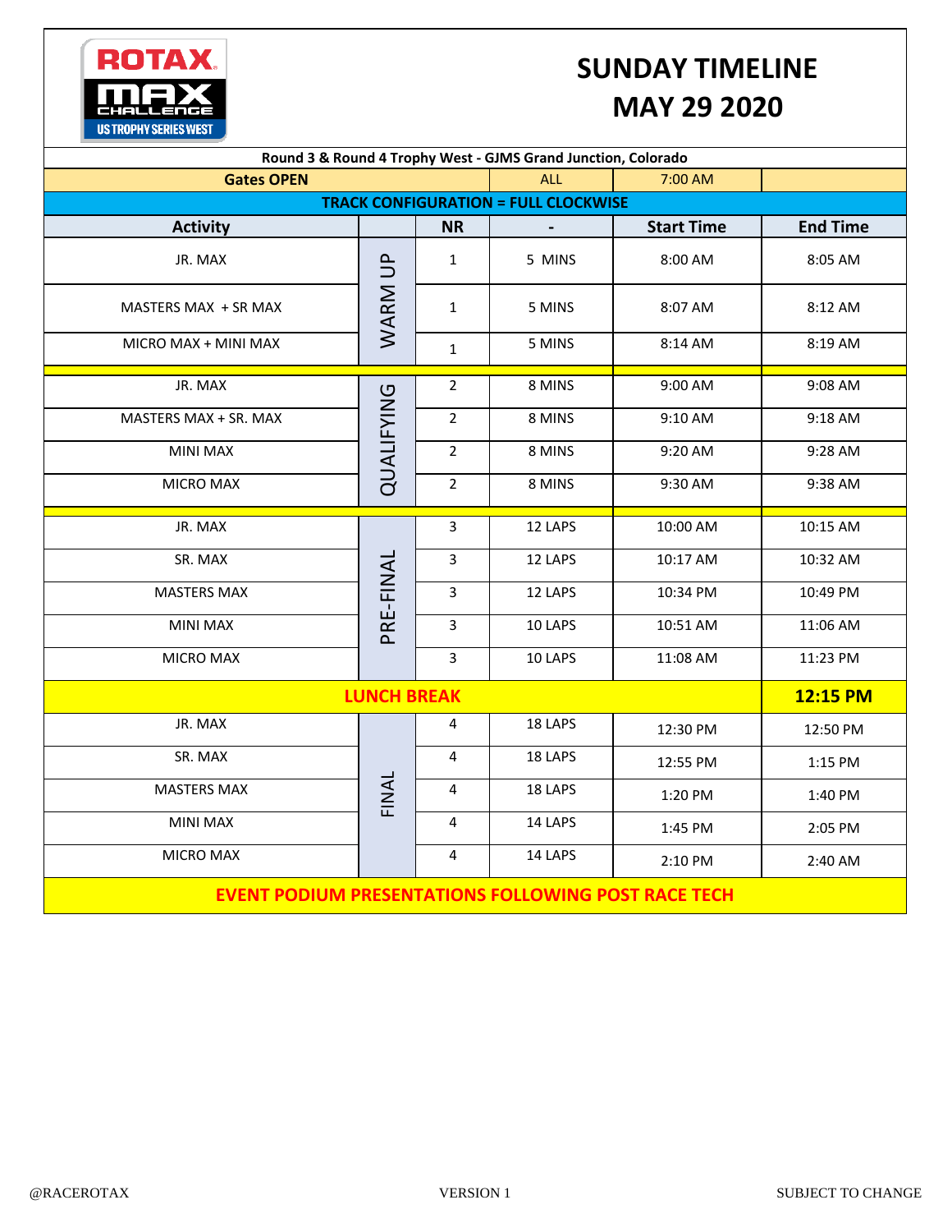# SUNDAY TIMELINE
# MAY 29 2020

**Round 3 & Round 4 Trophy West - GJMS Grand Junction, Colorado**

| Activity | | NR | - | Start Time | End Time |
|---|---|---|---|---|---|
| **Gates OPEN** | | | ALL | 7:00 AM | |
| **TRACK CONFIGURATION = FULL CLOCKWISE** | | | | | |
| JR. MAX | WARM UP | 1 | 5 MINS | 8:00 AM | 8:05 AM |
| MASTERS MAX + SR MAX | WARM UP | 1 | 5 MINS | 8:07 AM | 8:12 AM |
| MICRO MAX + MINI MAX | WARM UP | 1 | 5 MINS | 8:14 AM | 8:19 AM |
| JR. MAX | QUALIFYING | 2 | 8 MINS | 9:00 AM | 9:08 AM |
| MASTERS MAX + SR. MAX | QUALIFYING | 2 | 8 MINS | 9:10 AM | 9:18 AM |
| MINI MAX | QUALIFYING | 2 | 8 MINS | 9:20 AM | 9:28 AM |
| MICRO MAX | QUALIFYING | 2 | 8 MINS | 9:30 AM | 9:38 AM |
| JR. MAX | PRE-FINAL | 3 | 12 LAPS | 10:00 AM | 10:15 AM |
| SR. MAX | PRE-FINAL | 3 | 12 LAPS | 10:17 AM | 10:32 AM |
| MASTERS MAX | PRE-FINAL | 3 | 12 LAPS | 10:34 PM | 10:49 PM |
| MINI MAX | PRE-FINAL | 3 | 10 LAPS | 10:51 AM | 11:06 AM |
| MICRO MAX | PRE-FINAL | 3 | 10 LAPS | 11:08 AM | 11:23 PM |
| **LUNCH BREAK** | | | | | **12:15 PM** |
| JR. MAX | FINAL | 4 | 18 LAPS | 12:30 PM | 12:50 PM |
| SR. MAX | FINAL | 4 | 18 LAPS | 12:55 PM | 1:15 PM |
| MASTERS MAX | FINAL | 4 | 18 LAPS | 1:20 PM | 1:40 PM |
| MINI MAX | FINAL | 4 | 14 LAPS | 1:45 PM | 2:05 PM |
| MICRO MAX | FINAL | 4 | 14 LAPS | 2:10 PM | 2:40 AM |

**EVENT PODIUM PRESENTATIONS FOLLOWING POST RACE TECH**

@RACEROTAX VERSION 1 SUBJECT TO CHANGE